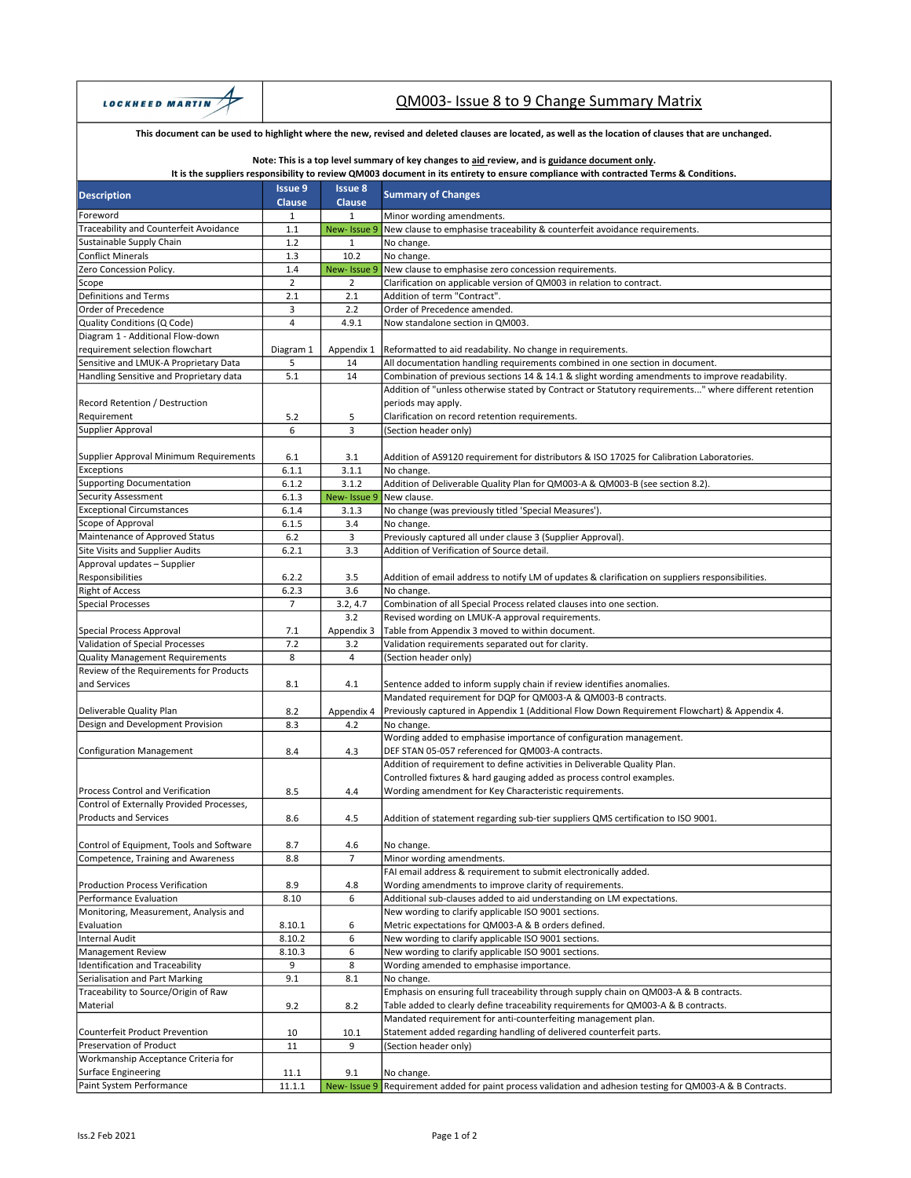LOCKHEED MARTIN

# QM003- Issue 8 to 9 Change Summary Matrix

**This document can be used to highlight where the new, revised and deleted clauses are located, as well as the location of clauses that are unchanged.**

**Note: This is a top level summary of key changes to aid review, and is guidance document only.**
**It is the suppliers responsibility to review QM003 document in its entirety to ensure compliance with contracted Terms & Conditions.**

| Description | Issue 9 Clause | Issue 8 Clause | Summary of Changes |
|---|---|---|---|
| Foreword | 1 | 1 | Minor wording amendments. |
| Traceability and Counterfeit Avoidance | 1.1 | New- Issue 9 | New clause to emphasise traceability & counterfeit avoidance requirements. |
| Sustainable Supply Chain | 1.2 | 1 | No change. |
| Conflict Minerals | 1.3 | 10.2 | No change. |
| Zero Concession Policy. | 1.4 | New- Issue 9 | New clause to emphasise zero concession requirements. |
| Scope | 2 | 2 | Clarification on applicable version of QM003 in relation to contract. |
| Definitions and Terms | 2.1 | 2.1 | Addition of term "Contract". |
| Order of Precedence | 3 | 2.2 | Order of Precedence amended. |
| Quality Conditions (Q Code) | 4 | 4.9.1 | Now standalone section in QM003. |
| Diagram 1 - Additional Flow-down requirement selection flowchart | Diagram 1 | Appendix 1 | Reformatted to aid readability. No change in requirements. |
| Sensitive and LMUK-A Proprietary Data | 5 | 14 | All documentation handling requirements combined in one section in document. |
| Handling Sensitive and Proprietary data | 5.1 | 14 | Combination of previous sections 14 & 14.1 & slight wording amendments to improve readability. |
| Record Retention / Destruction Requirement | 5.2 | 5 | Addition of "unless otherwise stated by Contract or Statutory requirements..." where different retention periods may apply.<br>Clarification on record retention requirements. |
| Supplier Approval | 6 | 3 | (Section header only) |
| Supplier Approval Minimum Requirements | 6.1 | 3.1 | Addition of AS9120 requirement for distributors & ISO 17025 for Calibration Laboratories. |
| Exceptions | 6.1.1 | 3.1.1 | No change. |
| Supporting Documentation | 6.1.2 | 3.1.2 | Addition of Deliverable Quality Plan for QM003-A & QM003-B (see section 8.2). |
| Security Assessment | 6.1.3 | New- Issue 9 | New clause. |
| Exceptional Circumstances | 6.1.4 | 3.1.3 | No change (was previously titled 'Special Measures'). |
| Scope of Approval | 6.1.5 | 3.4 | No change. |
| Maintenance of Approved Status | 6.2 | 3 | Previously captured all under clause 3 (Supplier Approval). |
| Site Visits and Supplier Audits | 6.2.1 | 3.3 | Addition of Verification of Source detail. |
| Approval updates – Supplier Responsibilities | 6.2.2 | 3.5 | Addition of email address to notify LM of updates & clarification on suppliers responsibilities. |
| Right of Access | 6.2.3 | 3.6 | No change. |
| Special Processes | 7 | 3.2, 4.7 | Combination of all Special Process related clauses into one section. |
| Special Process Approval | 7.1 | 3.2<br>Appendix 3 | Revised wording on LMUK-A approval requirements.<br>Table from Appendix 3 moved to within document. |
| Validation of Special Processes | 7.2 | 3.2 | Validation requirements separated out for clarity. |
| Quality Management Requirements | 8 | 4 | (Section header only) |
| Review of the Requirements for Products and Services | 8.1 | 4.1 | Sentence added to inform supply chain if review identifies anomalies. |
| Deliverable Quality Plan | 8.2 | Appendix 4 | Mandated requirement for DQP for QM003-A & QM003-B contracts.<br>Previously captured in Appendix 1 (Additional Flow Down Requirement Flowchart) & Appendix 4. |
| Design and Development Provision | 8.3 | 4.2 | No change. |
| Configuration Management | 8.4 | 4.3 | Wording added to emphasise importance of configuration management.<br>DEF STAN 05-057 referenced for QM003-A contracts. |
| Process Control and Verification | 8.5 | 4.4 | Addition of requirement to define activities in Deliverable Quality Plan.<br>Controlled fixtures & hard gauging added as process control examples.<br>Wording amendment for Key Characteristic requirements. |
| Control of Externally Provided Processes, Products and Services | 8.6 | 4.5 | Addition of statement regarding sub-tier suppliers QMS certification to ISO 9001. |
| Control of Equipment, Tools and Software | 8.7 | 4.6 | No change. |
| Competence, Training and Awareness | 8.8 | 7 | Minor wording amendments. |
| Production Process Verification | 8.9 | 4.8 | FAI email address & requirement to submit electronically added.<br>Wording amendments to improve clarity of requirements. |
| Performance Evaluation | 8.10 | 6 | Additional sub-clauses added to aid understanding on LM expectations. |
| Monitoring, Measurement, Analysis and Evaluation | 8.10.1 | 6 | New wording to clarify applicable ISO 9001 sections.<br>Metric expectations for QM003-A & B orders defined. |
| Internal Audit | 8.10.2 | 6 | New wording to clarify applicable ISO 9001 sections. |
| Management Review | 8.10.3 | 6 | New wording to clarify applicable ISO 9001 sections. |
| Identification and Traceability | 9 | 8 | Wording amended to emphasise importance. |
| Serialisation and Part Marking | 9.1 | 8.1 | No change. |
| Traceability to Source/Origin of Raw Material | 9.2 | 8.2 | Emphasis on ensuring full traceability through supply chain on QM003-A & B contracts.<br>Table added to clearly define traceability requirements for QM003-A & B contracts. |
| Counterfeit Product Prevention | 10 | 10.1 | Mandated requirement for anti-counterfeiting management plan.<br>Statement added regarding handling of delivered counterfeit parts. |
| Preservation of Product | 11 | 9 | (Section header only) |
| Workmanship Acceptance Criteria for Surface Engineering | 11.1 | 9.1 | No change. |
| Paint System Performance | 11.1.1 | New- Issue 9 | Requirement added for paint process validation and adhesion testing for QM003-A & B Contracts. |

Iss.2 Feb 2021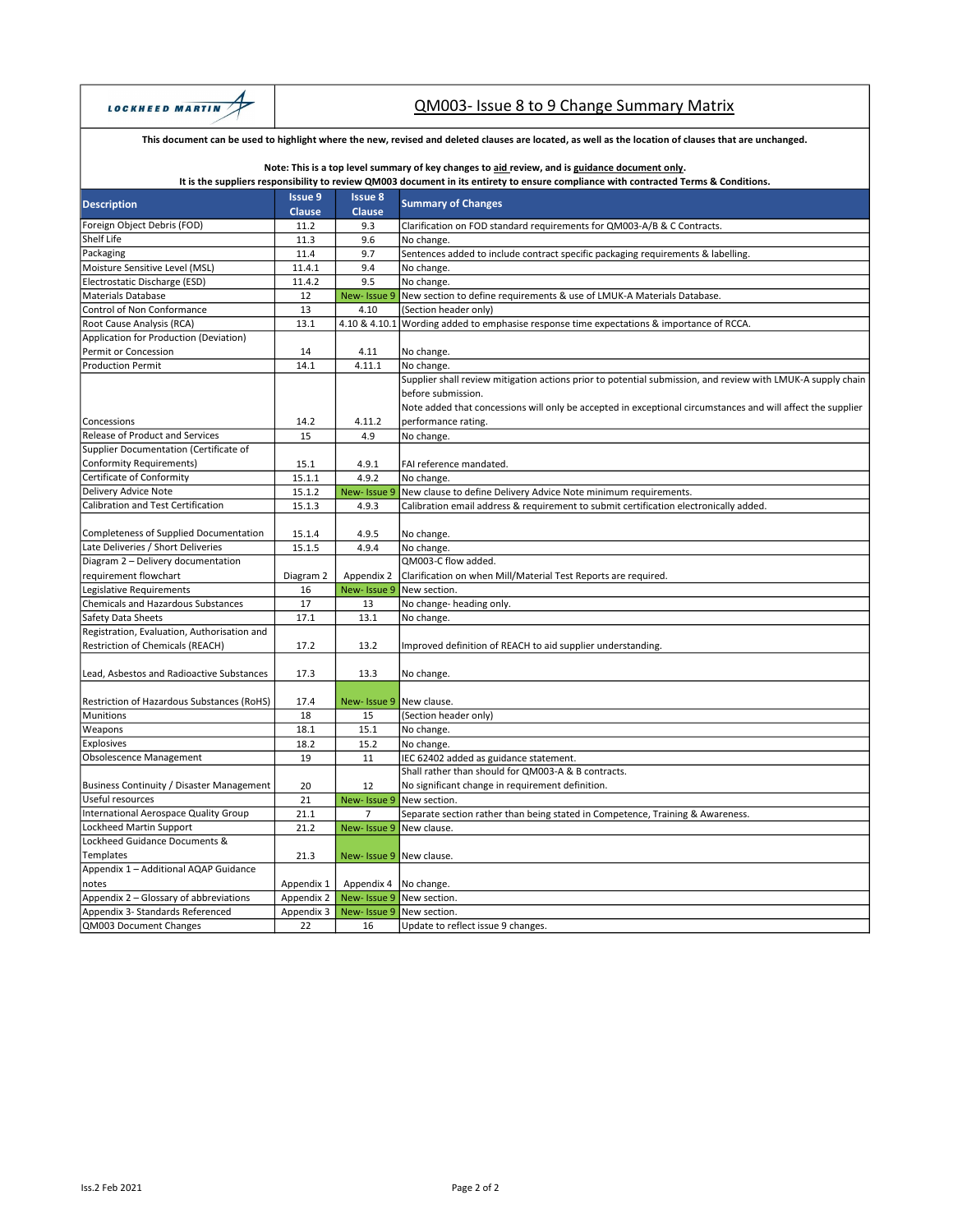# QM003- Issue 8 to 9 Change Summary Matrix

**This document can be used to highlight where the new, revised and deleted clauses are located, as well as the location of clauses that are unchanged.**

**Note: This is a top level summary of key changes to aid review, and is guidance document only.**
**It is the suppliers responsibility to review QM003 document in its entirety to ensure compliance with contracted Terms & Conditions.**

| Description | Issue 9 Clause | Issue 8 Clause | Summary of Changes |
|---|---|---|---|
| Foreign Object Debris (FOD) | 11.2 | 9.3 | Clarification on FOD standard requirements for QM003-A/B & C Contracts. |
| Shelf Life | 11.3 | 9.6 | No change. |
| Packaging | 11.4 | 9.7 | Sentences added to include contract specific packaging requirements & labelling. |
| Moisture Sensitive Level (MSL) | 11.4.1 | 9.4 | No change. |
| Electrostatic Discharge (ESD) | 11.4.2 | 9.5 | No change. |
| Materials Database | 12 | New- Issue 9 | New section to define requirements & use of LMUK-A Materials Database. |
| Control of Non Conformance | 13 | 4.10 | (Section header only) |
| Root Cause Analysis (RCA) | 13.1 | 4.10 & 4.10.1 | Wording added to emphasise response time expectations & importance of RCCA. |
| Application for Production (Deviation) Permit or Concession | 14 | 4.11 | No change. |
| Production Permit | 14.1 | 4.11.1 | No change. |
| Concessions | 14.2 | 4.11.2 | Supplier shall review mitigation actions prior to potential submission, and review with LMUK-A supply chain before submission. Note added that concessions will only be accepted in exceptional circumstances and will affect the supplier performance rating. |
| Release of Product and Services | 15 | 4.9 | No change. |
| Supplier Documentation (Certificate of Conformity Requirements) | 15.1 | 4.9.1 | FAI reference mandated. |
| Certificate of Conformity | 15.1.1 | 4.9.2 | No change. |
| Delivery Advice Note | 15.1.2 | New- Issue 9 | New clause to define Delivery Advice Note minimum requirements. |
| Calibration and Test Certification | 15.1.3 | 4.9.3 | Calibration email address & requirement to submit certification electronically added. |
| Completeness of Supplied Documentation | 15.1.4 | 4.9.5 | No change. |
| Late Deliveries / Short Deliveries | 15.1.5 | 4.9.4 | No change. |
| Diagram 2 – Delivery documentation requirement flowchart | Diagram 2 | Appendix 2 | QM003-C flow added. Clarification on when Mill/Material Test Reports are required. |
| Legislative Requirements | 16 | New- Issue 9 | New section. |
| Chemicals and Hazardous Substances | 17 | 13 | No change- heading only. |
| Safety Data Sheets | 17.1 | 13.1 | No change. |
| Registration, Evaluation, Authorisation and Restriction of Chemicals (REACH) | 17.2 | 13.2 | Improved definition of REACH to aid supplier understanding. |
| Lead, Asbestos and Radioactive Substances | 17.3 | 13.3 | No change. |
| Restriction of Hazardous Substances (RoHS) | 17.4 | New- Issue 9 | New clause. |
| Munitions | 18 | 15 | (Section header only) |
| Weapons | 18.1 | 15.1 | No change. |
| Explosives | 18.2 | 15.2 | No change. |
| Obsolescence Management | 19 | 11 | IEC 62402 added as guidance statement. |
| Business Continuity / Disaster Management | 20 | 12 | Shall rather than should for QM003-A & B contracts. No significant change in requirement definition. |
| Useful resources | 21 | New- Issue 9 | New section. |
| International Aerospace Quality Group | 21.1 | 7 | Separate section rather than being stated in Competence, Training & Awareness. |
| Lockheed Martin Support | 21.2 | New- Issue 9 | New clause. |
| Lockheed Guidance Documents & Templates | 21.3 | New- Issue 9 | New clause. |
| Appendix 1 – Additional AQAP Guidance notes | Appendix 1 | Appendix 4 | No change. |
| Appendix 2 – Glossary of abbreviations | Appendix 2 | New- Issue 9 | New section. |
| Appendix 3- Standards Referenced | Appendix 3 | New- Issue 9 | New section. |
| QM003 Document Changes | 22 | 16 | Update to reflect issue 9 changes. |

Iss.2 Feb 2021